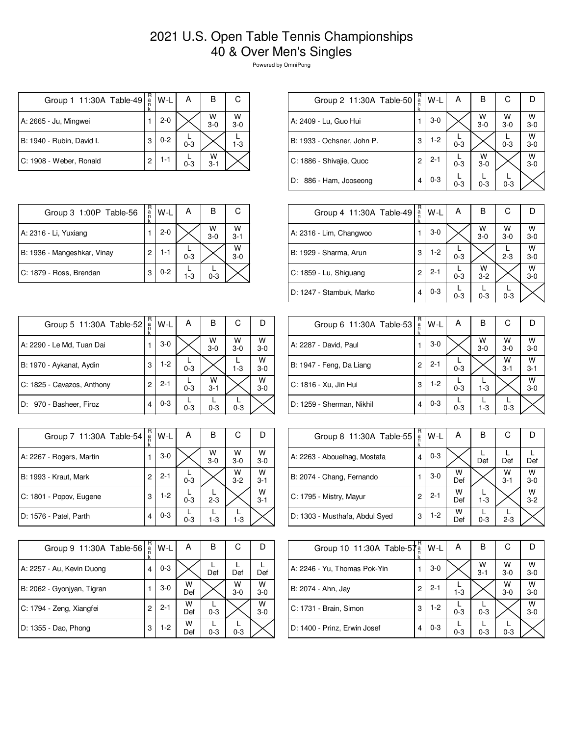# 2021 U.S. Open Table Tennis Championships
# 40 & Over Men's Singles

Powered by OmniPong

| Group 1 11:30A Table-49 | Rank | W-L | A | B | C |
|---|---|---|---|---|---|
| A: 2665 - Ju, Mingwei | 1 | 2-0 | | W 3-0 | W 3-0 |
| B: 1940 - Rubin, David I. | 3 | 0-2 | L 0-3 | | L 1-3 |
| C: 1908 - Weber, Ronald | 2 | 1-1 | L 0-3 | W 3-1 | |

| Group 2 11:30A Table-50 | Rank | W-L | A | B | C | D |
|---|---|---|---|---|---|---|
| A: 2409 - Lu, Guo Hui | 1 | 3-0 | | W 3-0 | W 3-0 | W 3-0 |
| B: 1933 - Ochsner, John P. | 3 | 1-2 | L 0-3 | | L 0-3 | W 3-0 |
| C: 1886 - Shivajie, Quoc | 2 | 2-1 | L 0-3 | W 3-0 | | W 3-0 |
| D: 886 - Ham, Jooseong | 4 | 0-3 | L 0-3 | L 0-3 | L 0-3 | |

| Group 3 1:00P Table-56 | Rank | W-L | A | B | C |
|---|---|---|---|---|---|
| A: 2316 - Li, Yuxiang | 1 | 2-0 | | W 3-0 | W 3-1 |
| B: 1936 - Mangeshkar, Vinay | 2 | 1-1 | L 0-3 | | W 3-0 |
| C: 1879 - Ross, Brendan | 3 | 0-2 | L 1-3 | L 0-3 | |

| Group 4 11:30A Table-49 | Rank | W-L | A | B | C | D |
|---|---|---|---|---|---|---|
| A: 2316 - Lim, Changwoo | 1 | 3-0 | | W 3-0 | W 3-0 | W 3-0 |
| B: 1929 - Sharma, Arun | 3 | 1-2 | L 0-3 | | L 2-3 | W 3-0 |
| C: 1859 - Lu, Shiguang | 2 | 2-1 | L 0-3 | W 3-2 | | W 3-0 |
| D: 1247 - Stambuk, Marko | 4 | 0-3 | L 0-3 | L 0-3 | L 0-3 | |

| Group 5 11:30A Table-52 | Rank | W-L | A | B | C | D |
|---|---|---|---|---|---|---|
| A: 2290 - Le Md, Tuan Dai | 1 | 3-0 | | W 3-0 | W 3-0 | W 3-0 |
| B: 1970 - Aykanat, Aydin | 3 | 1-2 | L 0-3 | | L 1-3 | W 3-0 |
| C: 1825 - Cavazos, Anthony | 2 | 2-1 | L 0-3 | W 3-1 | | W 3-0 |
| D: 970 - Basheer, Firoz | 4 | 0-3 | L 0-3 | L 0-3 | L 0-3 | |

| Group 6 11:30A Table-53 | Rank | W-L | A | B | C | D |
|---|---|---|---|---|---|---|
| A: 2287 - David, Paul | 1 | 3-0 | | W 3-0 | W 3-0 | W 3-0 |
| B: 1947 - Feng, Da Liang | 2 | 2-1 | L 0-3 | | W 3-1 | W 3-1 |
| C: 1816 - Xu, Jin Hui | 3 | 1-2 | L 0-3 | L 1-3 | | W 3-0 |
| D: 1259 - Sherman, Nikhil | 4 | 0-3 | L 0-3 | L 1-3 | L 0-3 | |

| Group 7 11:30A Table-54 | Rank | W-L | A | B | C | D |
|---|---|---|---|---|---|---|
| A: 2267 - Rogers, Martin | 1 | 3-0 | | W 3-0 | W 3-0 | W 3-0 |
| B: 1993 - Kraut, Mark | 2 | 2-1 | L 0-3 | | W 3-2 | W 3-1 |
| C: 1801 - Popov, Eugene | 3 | 1-2 | L 0-3 | L 2-3 | | W 3-1 |
| D: 1576 - Patel, Parth | 4 | 0-3 | L 0-3 | L 1-3 | L 1-3 | |

| Group 8 11:30A Table-55 | Rank | W-L | A | B | C | D |
|---|---|---|---|---|---|---|
| A: 2263 - Abouelhag, Mostafa | 4 | 0-3 | | L Def | L Def | L Def |
| B: 2074 - Chang, Fernando | 1 | 3-0 | W Def | | W 3-1 | W 3-0 |
| C: 1795 - Mistry, Mayur | 2 | 2-1 | W Def | L 1-3 | | W 3-2 |
| D: 1303 - Musthafa, Abdul Syed | 3 | 1-2 | W Def | L 0-3 | L 2-3 | |

| Group 9 11:30A Table-56 | Rank | W-L | A | B | C | D |
|---|---|---|---|---|---|---|
| A: 2257 - Au, Kevin Duong | 4 | 0-3 | | L Def | L Def | L Def |
| B: 2062 - Gyonjyan, Tigran | 1 | 3-0 | W Def | | W 3-0 | W 3-0 |
| C: 1794 - Zeng, Xiangfei | 2 | 2-1 | W Def | L 0-3 | | W 3-0 |
| D: 1355 - Dao, Phong | 3 | 1-2 | W Def | L 0-3 | L 0-3 | |

| Group 10 11:30A Table-57 | Rank | W-L | A | B | C | D |
|---|---|---|---|---|---|---|
| A: 2246 - Yu, Thomas Pok-Yin | 1 | 3-0 | | W 3-1 | W 3-0 | W 3-0 |
| B: 2074 - Ahn, Jay | 2 | 2-1 | L 1-3 | | W 3-0 | W 3-0 |
| C: 1731 - Brain, Simon | 3 | 1-2 | L 0-3 | L 0-3 | | W 3-0 |
| D: 1400 - Prinz, Erwin Josef | 4 | 0-3 | L 0-3 | L 0-3 | L 0-3 | |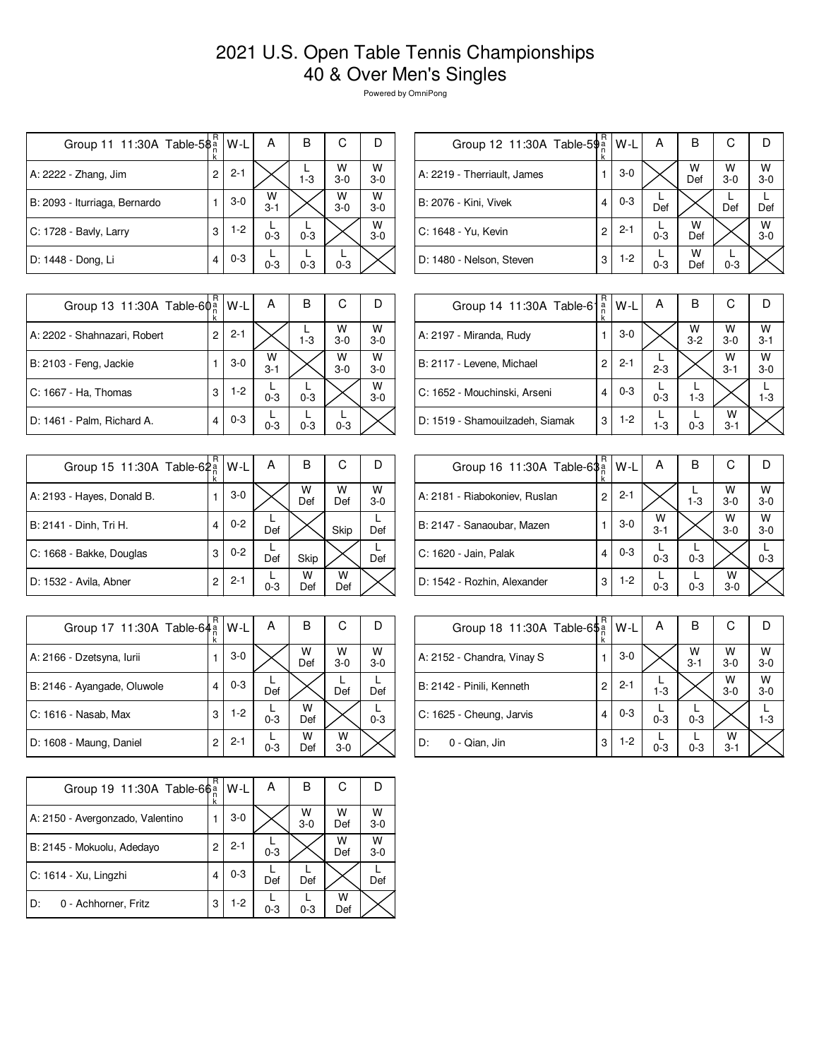# 2021 U.S. Open Table Tennis Championships
## 40 & Over Men's Singles

Powered by OmniPong

| Group 11 11:30A Table-58 | Rank | W-L | A | B | C | D |
|---|---|---|---|---|---|---|
| A: 2222 - Zhang, Jim | 2 | 2-1 | | L 1-3 | W 3-0 | W 3-0 |
| B: 2093 - Iturriaga, Bernardo | 1 | 3-0 | W 3-1 | | W 3-0 | W 3-0 |
| C: 1728 - Bavly, Larry | 3 | 1-2 | L 0-3 | L 0-3 | | W 3-0 |
| D: 1448 - Dong, Li | 4 | 0-3 | L 0-3 | L 0-3 | L 0-3 | |

| Group 12 11:30A Table-59 | Rank | W-L | A | B | C | D |
|---|---|---|---|---|---|---|
| A: 2219 - Therriault, James | 1 | 3-0 | | W Def | W 3-0 | W 3-0 |
| B: 2076 - Kini, Vivek | 4 | 0-3 | L Def | | L Def | L Def |
| C: 1648 - Yu, Kevin | 2 | 2-1 | L 0-3 | W Def | | W 3-0 |
| D: 1480 - Nelson, Steven | 3 | 1-2 | L 0-3 | W Def | L 0-3 | |

| Group 13 11:30A Table-60 | Rank | W-L | A | B | C | D |
|---|---|---|---|---|---|---|
| A: 2202 - Shahnazari, Robert | 2 | 2-1 | | L 1-3 | W 3-0 | W 3-0 |
| B: 2103 - Feng, Jackie | 1 | 3-0 | W 3-1 | | W 3-0 | W 3-0 |
| C: 1667 - Ha, Thomas | 3 | 1-2 | L 0-3 | L 0-3 | | W 3-0 |
| D: 1461 - Palm, Richard A. | 4 | 0-3 | L 0-3 | L 0-3 | L 0-3 | |

| Group 14 11:30A Table-61 | Rank | W-L | A | B | C | D |
|---|---|---|---|---|---|---|
| A: 2197 - Miranda, Rudy | 1 | 3-0 | | W 3-2 | W 3-0 | W 3-1 |
| B: 2117 - Levene, Michael | 2 | 2-1 | L 2-3 | | W 3-1 | W 3-0 |
| C: 1652 - Mouchinski, Arseni | 4 | 0-3 | L 0-3 | L 1-3 | | L 1-3 |
| D: 1519 - Shamouilzadeh, Siamak | 3 | 1-2 | L 1-3 | L 0-3 | W 3-1 | |

| Group 15 11:30A Table-62 | Rank | W-L | A | B | C | D |
|---|---|---|---|---|---|---|
| A: 2193 - Hayes, Donald B. | 1 | 3-0 | | W Def | W Def | W 3-0 |
| B: 2141 - Dinh, Tri H. | 4 | 0-2 | L Def | | Skip | L Def |
| C: 1668 - Bakke, Douglas | 3 | 0-2 | L Def | Skip | | L Def |
| D: 1532 - Avila, Abner | 2 | 2-1 | L 0-3 | W Def | W Def | |

| Group 16 11:30A Table-63 | Rank | W-L | A | B | C | D |
|---|---|---|---|---|---|---|
| A: 2181 - Riabokoniev, Ruslan | 2 | 2-1 | | L 1-3 | W 3-0 | W 3-0 |
| B: 2147 - Sanaoubar, Mazen | 1 | 3-0 | W 3-1 | | W 3-0 | W 3-0 |
| C: 1620 - Jain, Palak | 4 | 0-3 | L 0-3 | L 0-3 | | L 0-3 |
| D: 1542 - Rozhin, Alexander | 3 | 1-2 | L 0-3 | L 0-3 | W 3-0 | |

| Group 17 11:30A Table-64 | Rank | W-L | A | B | C | D |
|---|---|---|---|---|---|---|
| A: 2166 - Dzetsyna, Iurii | 1 | 3-0 | | W Def | W 3-0 | W 3-0 |
| B: 2146 - Ayangade, Oluwole | 4 | 0-3 | L Def | | L Def | L Def |
| C: 1616 - Nasab, Max | 3 | 1-2 | L 0-3 | W Def | | L 0-3 |
| D: 1608 - Maung, Daniel | 2 | 2-1 | L 0-3 | W Def | W 3-0 | |

| Group 18 11:30A Table-65 | Rank | W-L | A | B | C | D |
|---|---|---|---|---|---|---|
| A: 2152 - Chandra, Vinay S | 1 | 3-0 | | W 3-1 | W 3-0 | W 3-0 |
| B: 2142 - Pinili, Kenneth | 2 | 2-1 | L 1-3 | | W 3-0 | W 3-0 |
| C: 1625 - Cheung, Jarvis | 4 | 0-3 | L 0-3 | L 0-3 | | L 1-3 |
| D: 0 - Qian, Jin | 3 | 1-2 | L 0-3 | L 0-3 | W 3-1 | |

| Group 19 11:30A Table-66 | Rank | W-L | A | B | C | D |
|---|---|---|---|---|---|---|
| A: 2150 - Avergonzado, Valentino | 1 | 3-0 | | W 3-0 | W Def | W 3-0 |
| B: 2145 - Mokuolu, Adedayo | 2 | 2-1 | L 0-3 | | W Def | W 3-0 |
| C: 1614 - Xu, Lingzhi | 4 | 0-3 | L Def | L Def | | L Def |
| D: 0 - Achhorner, Fritz | 3 | 1-2 | L 0-3 | L 0-3 | W Def | |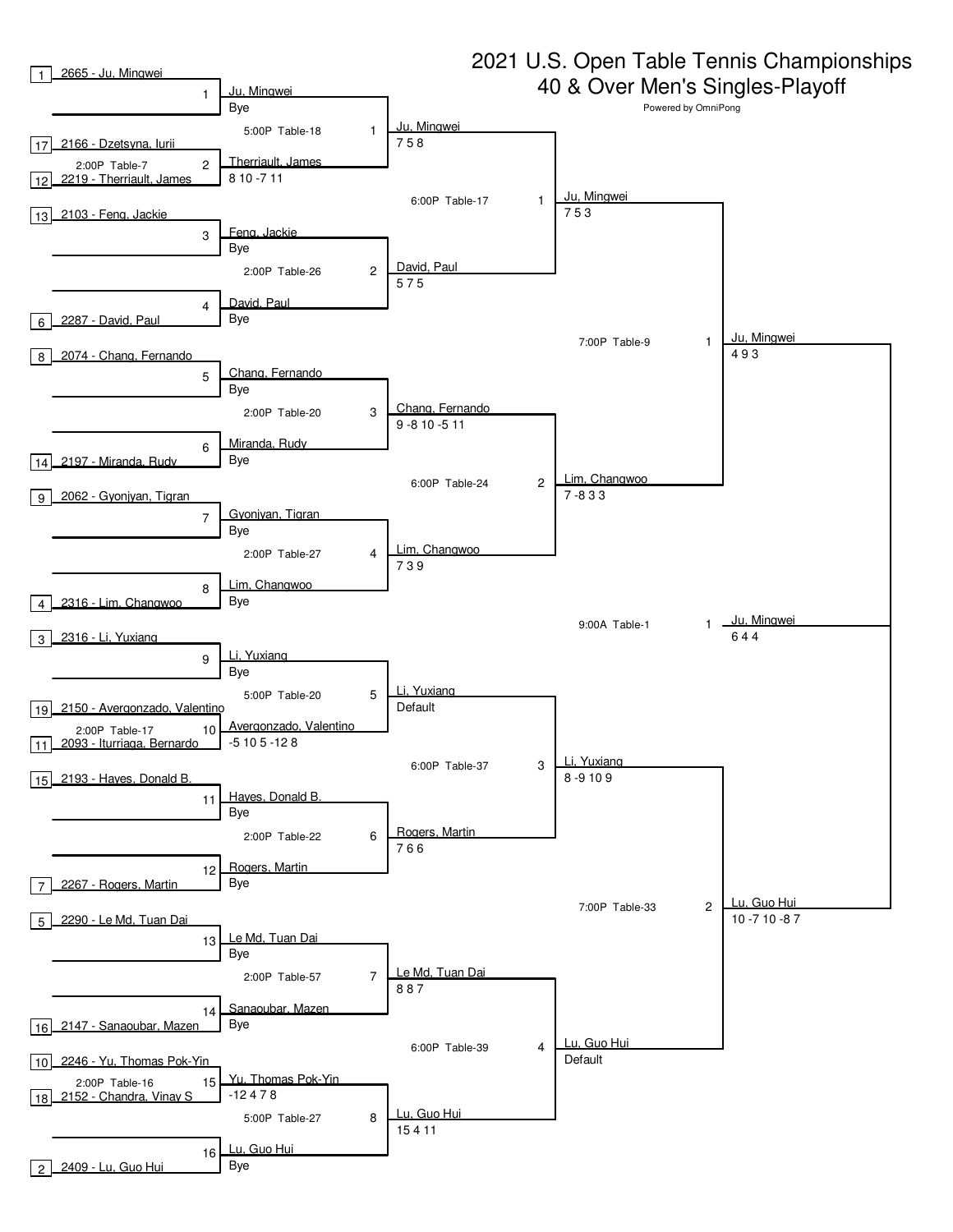# 2021 U.S. Open Table Tennis Championships

## 40 & Over Men's Singles-Playoff

Powered by OmniPong

### Seeds / Entries

1 2665 - Ju, Mingwei
17 2166 - Dzetsyna, Iurii
12 2219 - Therriault, James
13 2103 - Feng, Jackie
6 2287 - David, Paul
8 2074 - Chang, Fernando
14 2197 - Miranda, Rudy
9 2062 - Gyonjyan, Tigran
4 2316 - Lim, Changwoo
3 2316 - Li, Yuxiang
19 2150 - Avergonzado, Valentino
11 2093 - Iturriaga, Bernardo
15 2193 - Hayes, Donald B.
7 2267 - Rogers, Martin
5 2290 - Le Md, Tuan Dai
16 2147 - Sanaoubar, Mazen
10 2246 - Yu, Thomas Pok-Yin
18 2152 - Chandra, Vinay S
2 2409 - Lu, Guo Hui

### First Round

1. Ju, Mingwei — Bye
2. 2:00P Table-7: Therriault, James — 8 10 -7 11
3. Feng, Jackie — Bye
4. David, Paul — Bye
5. Chang, Fernando — Bye
6. Miranda, Rudy — Bye
7. Gyonjyan, Tigran — Bye
8. Lim, Changwoo — Bye
9. Li, Yuxiang — Bye
10. 2:00P Table-17: Avergonzado, Valentino — -5 10 5 -12 8
11. Hayes, Donald B. — Bye
12. Rogers, Martin — Bye
13. Le Md, Tuan Dai — Bye
14. Sanaoubar, Mazen — Bye
15. 2:00P Table-16: Yu, Thomas Pok-Yin — -12 4 7 8
16. Lu, Guo Hui — Bye

### Second Round

1. 5:00P Table-18: Ju, Mingwei — 7 5 8
2. 2:00P Table-26: David, Paul — 5 7 5
3. 2:00P Table-20: Chang, Fernando — 9 -8 10 -5 11
4. 2:00P Table-27: Lim, Changwoo — 7 3 9
5. 5:00P Table-20: Li, Yuxiang — Default
6. 2:00P Table-22: Rogers, Martin — 7 6 6
7. 2:00P Table-57: Le Md, Tuan Dai — 8 8 7
8. 5:00P Table-27: Lu, Guo Hui — 15 4 11

### Quarterfinals

1. 6:00P Table-17: Ju, Mingwei — 7 5 3
2. 6:00P Table-24: Lim, Changwoo — 7 -8 3 3
3. 6:00P Table-37: Li, Yuxiang — 8 -9 10 9
4. 6:00P Table-39: Lu, Guo Hui — Default

### Semifinals

1. 7:00P Table-9: Ju, Mingwei — 4 9 3
2. 7:00P Table-33: Lu, Guo Hui — 10 -7 10 -8 7

### Final

1. 9:00A Table-1: Ju, Mingwei — 6 4 4